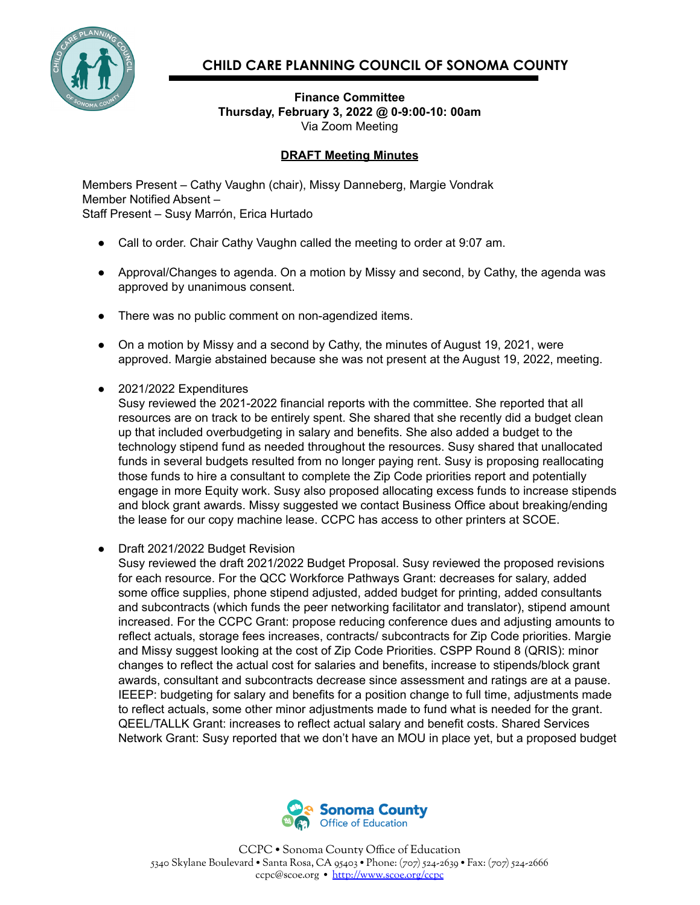# CHILD CARE PLANNING COUNCIL OF SONOMA COUNTY

**Finance Committee**
**Thursday, February 3, 2022 @ 0-9:00-10: 00am**
Via Zoom Meeting

## DRAFT Meeting Minutes

Members Present – Cathy Vaughn (chair), Missy Danneberg, Margie Vondrak
Member Notified Absent –
Staff Present – Susy Marrón, Erica Hurtado

- Call to order. Chair Cathy Vaughn called the meeting to order at 9:07 am.

- Approval/Changes to agenda. On a motion by Missy and second, by Cathy, the agenda was approved by unanimous consent.

- There was no public comment on non-agendized items.

- On a motion by Missy and a second by Cathy, the minutes of August 19, 2021, were approved. Margie abstained because she was not present at the August 19, 2022, meeting.

- 2021/2022 Expenditures
  Susy reviewed the 2021-2022 financial reports with the committee. She reported that all resources are on track to be entirely spent. She shared that she recently did a budget clean up that included overbudgeting in salary and benefits. She also added a budget to the technology stipend fund as needed throughout the resources. Susy shared that unallocated funds in several budgets resulted from no longer paying rent. Susy is proposing reallocating those funds to hire a consultant to complete the Zip Code priorities report and potentially engage in more Equity work. Susy also proposed allocating excess funds to increase stipends and block grant awards. Missy suggested we contact Business Office about breaking/ending the lease for our copy machine lease. CCPC has access to other printers at SCOE.

- Draft 2021/2022 Budget Revision
  Susy reviewed the draft 2021/2022 Budget Proposal. Susy reviewed the proposed revisions for each resource. For the QCC Workforce Pathways Grant: decreases for salary, added some office supplies, phone stipend adjusted, added budget for printing, added consultants and subcontracts (which funds the peer networking facilitator and translator), stipend amount increased. For the CCPC Grant: propose reducing conference dues and adjusting amounts to reflect actuals, storage fees increases, contracts/ subcontracts for Zip Code priorities. Margie and Missy suggest looking at the cost of Zip Code Priorities. CSPP Round 8 (QRIS): minor changes to reflect the actual cost for salaries and benefits, increase to stipends/block grant awards, consultant and subcontracts decrease since assessment and ratings are at a pause. IEEEP: budgeting for salary and benefits for a position change to full time, adjustments made to reflect actuals, some other minor adjustments made to fund what is needed for the grant. QEEL/TALLK Grant: increases to reflect actual salary and benefit costs. Shared Services Network Grant: Susy reported that we don't have an MOU in place yet, but a proposed budget

Sonoma County Office of Education

CCPC • Sonoma County Office of Education
5340 Skylane Boulevard • Santa Rosa, CA 95403 • Phone: (707) 524-2639 • Fax: (707) 524-2666
ccpc@scoe.org • http://www.scoe.org/ccpc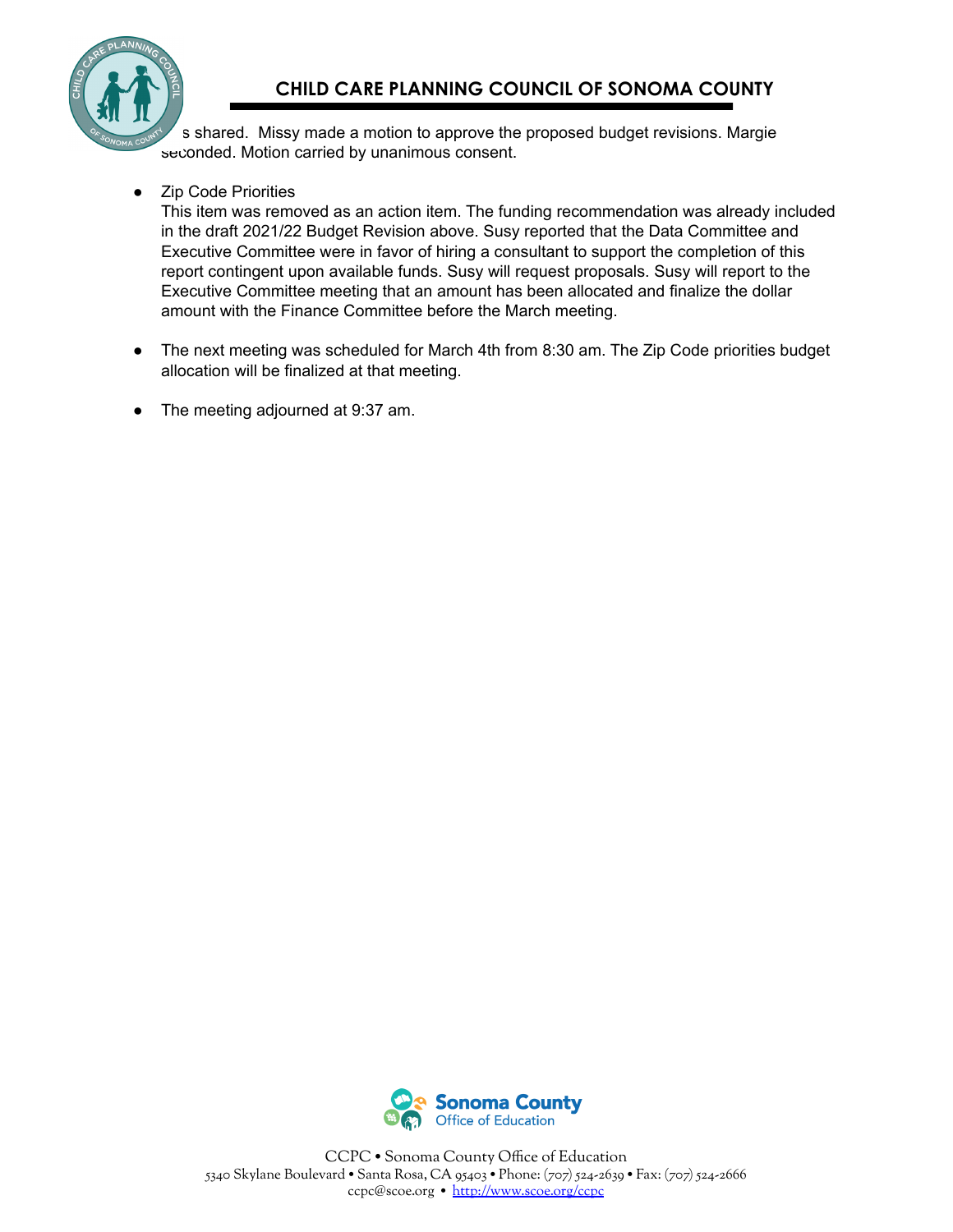s shared. Missy made a motion to approve the proposed budget revisions. Margie seconded. Motion carried by unanimous consent.

- Zip Code Priorities
  This item was removed as an action item. The funding recommendation was already included in the draft 2021/22 Budget Revision above. Susy reported that the Data Committee and Executive Committee were in favor of hiring a consultant to support the completion of this report contingent upon available funds. Susy will request proposals. Susy will report to the Executive Committee meeting that an amount has been allocated and finalize the dollar amount with the Finance Committee before the March meeting.

- The next meeting was scheduled for March 4th from 8:30 am. The Zip Code priorities budget allocation will be finalized at that meeting.

- The meeting adjourned at 9:37 am.